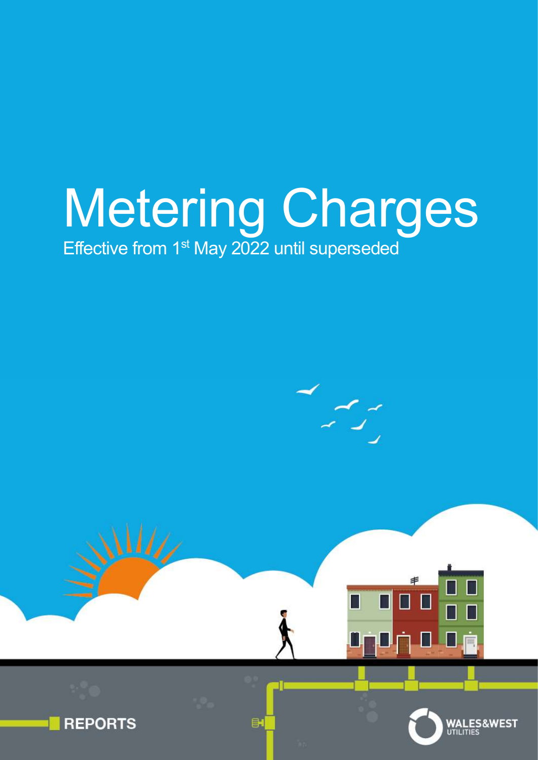# Metering Charges

Effective from 1st May 2022 until superseded

REPORTS

WALES&WEST UTILITIES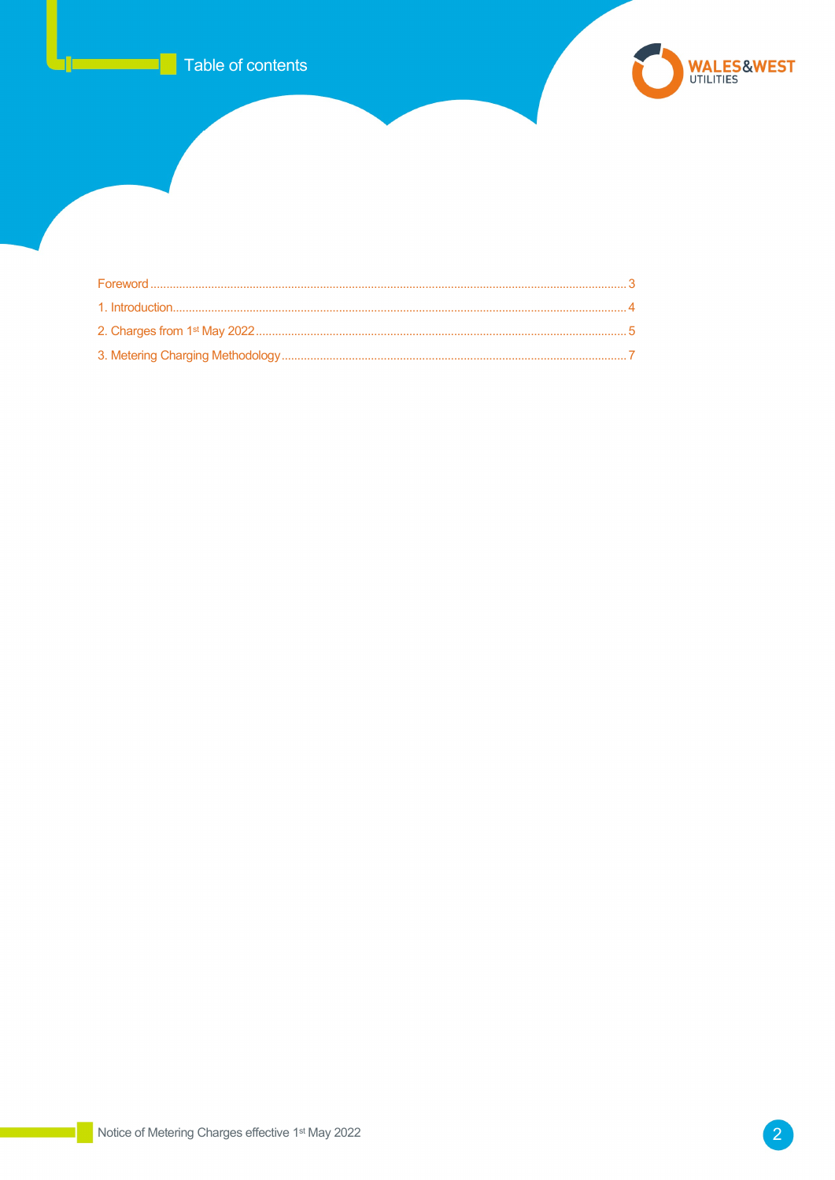# Table of contents

Foreword ........................................................................................................ 3

1. Introduction.................................................................................................. 4

2. Charges from 1st May 2022 ......................................................................... 5

3. Metering Charging Methodology ................................................................. 7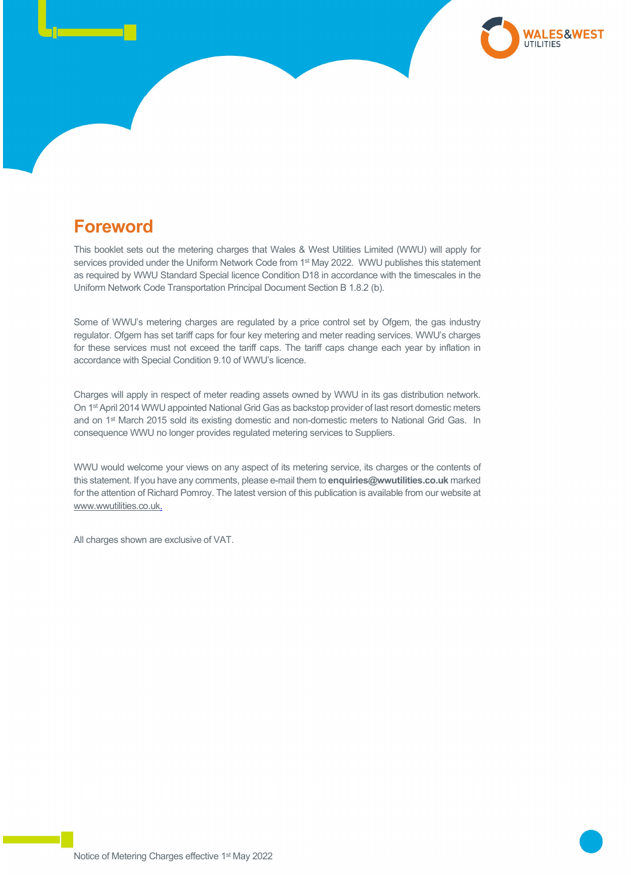# Foreword

This booklet sets out the metering charges that Wales & West Utilities Limited (WWU) will apply for services provided under the Uniform Network Code from 1st May 2022. WWU publishes this statement as required by WWU Standard Special licence Condition D18 in accordance with the timescales in the Uniform Network Code Transportation Principal Document Section B 1.8.2 (b).

Some of WWU's metering charges are regulated by a price control set by Ofgem, the gas industry regulator. Ofgem has set tariff caps for four key metering and meter reading services. WWU's charges for these services must not exceed the tariff caps. The tariff caps change each year by inflation in accordance with Special Condition 9.10 of WWU's licence.

Charges will apply in respect of meter reading assets owned by WWU in its gas distribution network. On 1st April 2014 WWU appointed National Grid Gas as backstop provider of last resort domestic meters and on 1st March 2015 sold its existing domestic and non-domestic meters to National Grid Gas. In consequence WWU no longer provides regulated metering services to Suppliers.

WWU would welcome your views on any aspect of its metering service, its charges or the contents of this statement. If you have any comments, please e-mail them to **enquiries@wwutilities.co.uk** marked for the attention of Richard Pomroy. The latest version of this publication is available from our website at www.wwutilities.co.uk.

All charges shown are exclusive of VAT.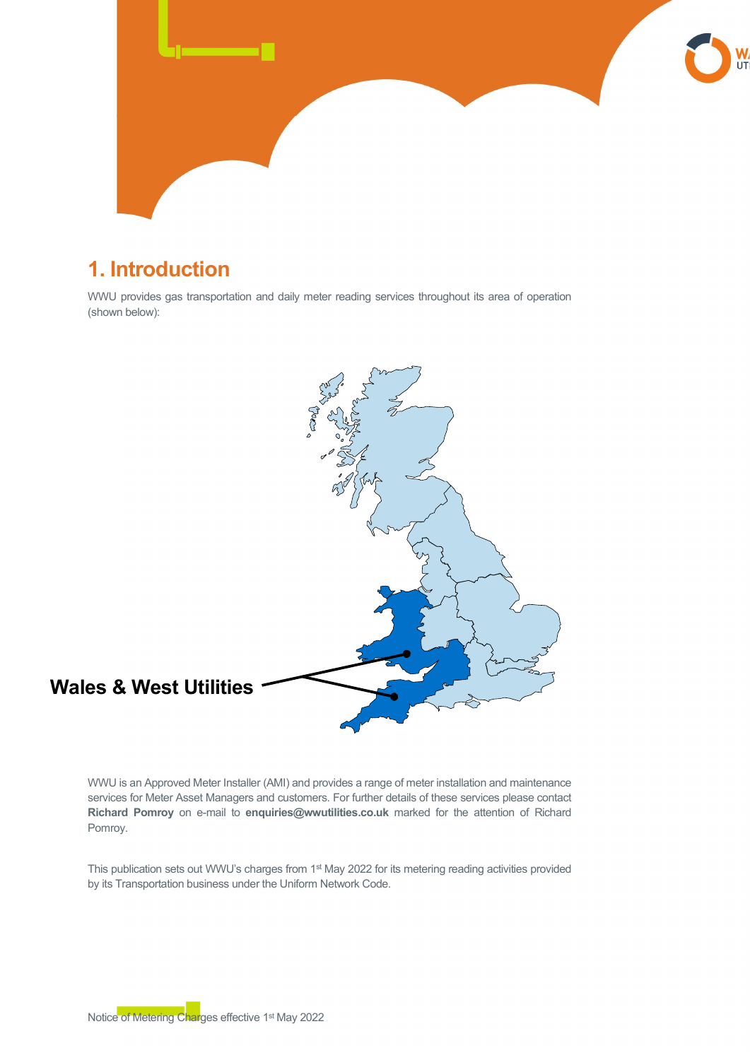# 1. Introduction

WWU provides gas transportation and daily meter reading services throughout its area of operation (shown below):

Wales & West Utilities

WWU is an Approved Meter Installer (AMI) and provides a range of meter installation and maintenance services for Meter Asset Managers and customers. For further details of these services please contact **Richard Pomroy** on e-mail to **enquiries@wwutilities.co.uk** marked for the attention of Richard Pomroy.

This publication sets out WWU's charges from 1st May 2022 for its metering reading activities provided by its Transportation business under the Uniform Network Code.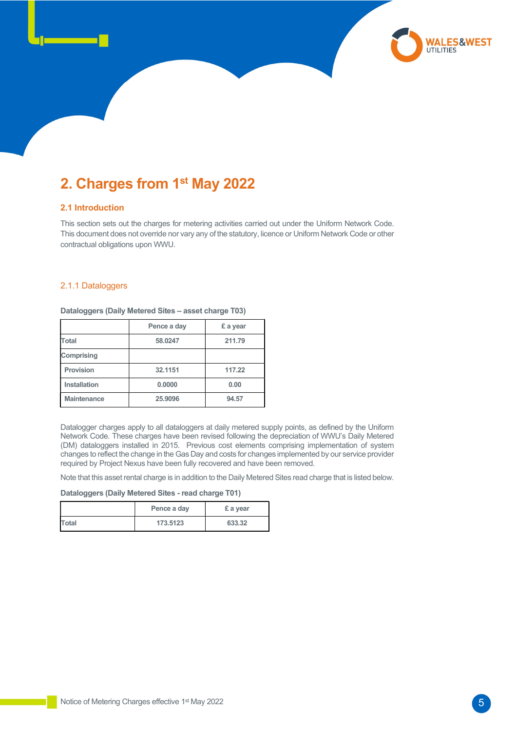## 2. Charges from 1st May 2022

### 2.1 Introduction

This section sets out the charges for metering activities carried out under the Uniform Network Code. This document does not override nor vary any of the statutory, licence or Uniform Network Code or other contractual obligations upon WWU.

#### 2.1.1 Dataloggers

**Dataloggers (Daily Metered Sites – asset charge T03)**

| | Pence a day | £ a year |
|---|---|---|
| Total | 58.0247 | 211.79 |
| Comprising | | |
| Provision | 32.1151 | 117.22 |
| Installation | 0.0000 | 0.00 |
| Maintenance | 25.9096 | 94.57 |

Datalogger charges apply to all dataloggers at daily metered supply points, as defined by the Uniform Network Code. These charges have been revised following the depreciation of WWU's Daily Metered (DM) dataloggers installed in 2015. Previous cost elements comprising implementation of system changes to reflect the change in the Gas Day and costs for changes implemented by our service provider required by Project Nexus have been fully recovered and have been removed.

Note that this asset rental charge is in addition to the Daily Metered Sites read charge that is listed below.

**Dataloggers (Daily Metered Sites - read charge T01)**

| | Pence a day | £ a year |
|---|---|---|
| Total | 173.5123 | 633.32 |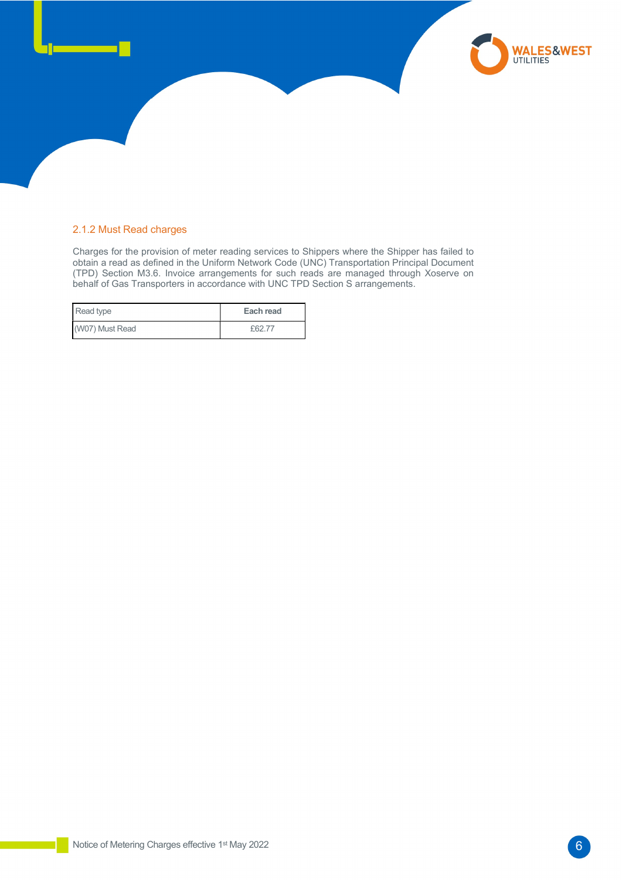### 2.1.2 Must Read charges

Charges for the provision of meter reading services to Shippers where the Shipper has failed to obtain a read as defined in the Uniform Network Code (UNC) Transportation Principal Document (TPD) Section M3.6. Invoice arrangements for such reads are managed through Xoserve on behalf of Gas Transporters in accordance with UNC TPD Section S arrangements.

| Read type | **Each read** |
|---|---|
| (W07) Must Read | £62.77 |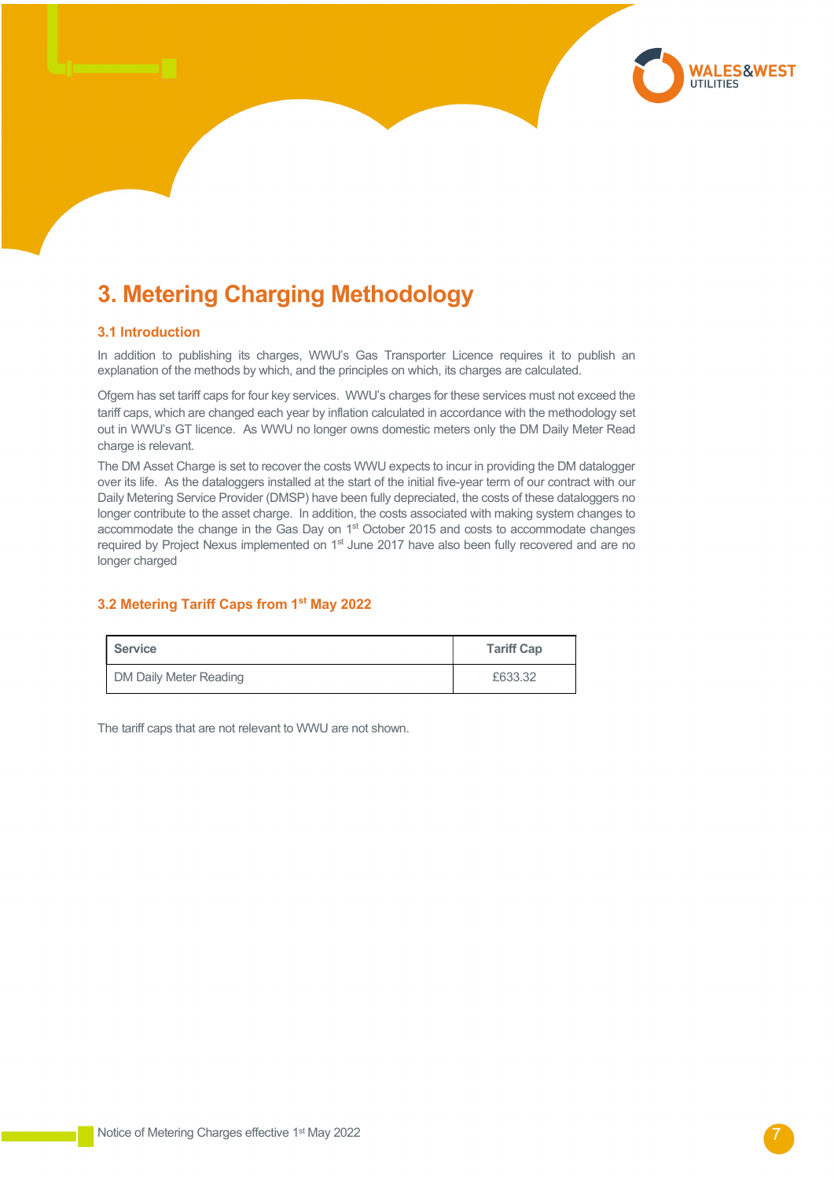# 3. Metering Charging Methodology

## 3.1 Introduction

In addition to publishing its charges, WWU's Gas Transporter Licence requires it to publish an explanation of the methods by which, and the principles on which, its charges are calculated.

Ofgem has set tariff caps for four key services. WWU's charges for these services must not exceed the tariff caps, which are changed each year by inflation calculated in accordance with the methodology set out in WWU's GT licence. As WWU no longer owns domestic meters only the DM Daily Meter Read charge is relevant.

The DM Asset Charge is set to recover the costs WWU expects to incur in providing the DM datalogger over its life. As the dataloggers installed at the start of the initial five-year term of our contract with our Daily Metering Service Provider (DMSP) have been fully depreciated, the costs of these dataloggers no longer contribute to the asset charge. In addition, the costs associated with making system changes to accommodate the change in the Gas Day on 1st October 2015 and costs to accommodate changes required by Project Nexus implemented on 1st June 2017 have also been fully recovered and are no longer charged

## 3.2 Metering Tariff Caps from 1st May 2022

| Service | Tariff Cap |
|---|---|
| DM Daily Meter Reading | £633.32 |

The tariff caps that are not relevant to WWU are not shown.